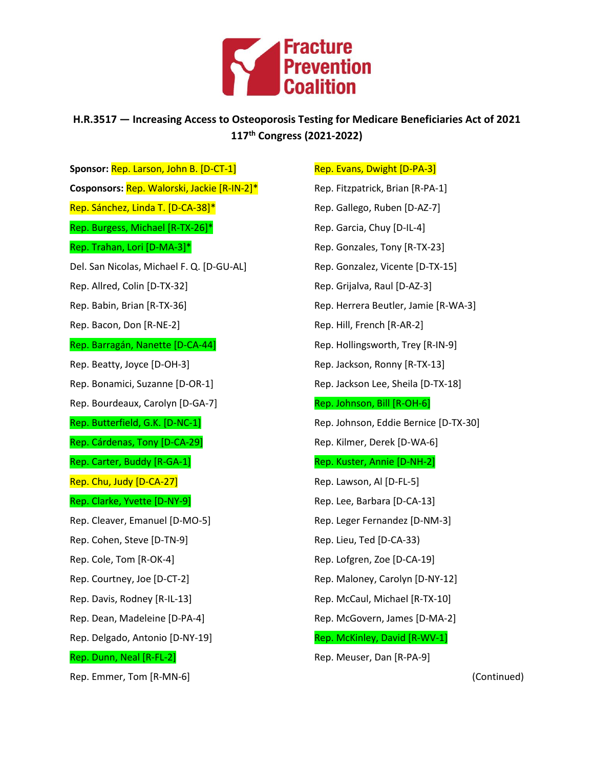Fracture Prevention Coalition

## H.R.3517 — Increasing Access to Osteoporosis Testing for Medicare Beneficiaries Act of 2021
## 117th Congress (2021-2022)

**Sponsor:** Rep. Larson, John B. [D-CT-1]

**Cosponsors:** Rep. Walorski, Jackie [R-IN-2]*

Rep. Sánchez, Linda T. [D-CA-38]*

Rep. Burgess, Michael [R-TX-26]*

Rep. Trahan, Lori [D-MA-3]*

Del. San Nicolas, Michael F. Q. [D-GU-AL]

Rep. Allred, Colin [D-TX-32]

Rep. Babin, Brian [R-TX-36]

Rep. Bacon, Don [R-NE-2]

Rep. Barragán, Nanette [D-CA-44]

Rep. Beatty, Joyce [D-OH-3]

Rep. Bonamici, Suzanne [D-OR-1]

Rep. Bourdeaux, Carolyn [D-GA-7]

Rep. Butterfield, G.K. [D-NC-1]

Rep. Cárdenas, Tony [D-CA-29]

Rep. Carter, Buddy [R-GA-1]

Rep. Chu, Judy [D-CA-27]

Rep. Clarke, Yvette [D-NY-9]

Rep. Cleaver, Emanuel [D-MO-5]

Rep. Cohen, Steve [D-TN-9]

Rep. Cole, Tom [R-OK-4]

Rep. Courtney, Joe [D-CT-2]

Rep. Davis, Rodney [R-IL-13]

Rep. Dean, Madeleine [D-PA-4]

Rep. Delgado, Antonio [D-NY-19]

Rep. Dunn, Neal [R-FL-2]

Rep. Emmer, Tom [R-MN-6]

Rep. Evans, Dwight [D-PA-3]

Rep. Fitzpatrick, Brian [R-PA-1]

Rep. Gallego, Ruben [D-AZ-7]

Rep. Garcia, Chuy [D-IL-4]

Rep. Gonzales, Tony [R-TX-23]

Rep. Gonzalez, Vicente [D-TX-15]

Rep. Grijalva, Raul [D-AZ-3]

Rep. Herrera Beutler, Jamie [R-WA-3]

Rep. Hill, French [R-AR-2]

Rep. Hollingsworth, Trey [R-IN-9]

Rep. Jackson, Ronny [R-TX-13]

Rep. Jackson Lee, Sheila [D-TX-18]

Rep. Johnson, Bill [R-OH-6]

Rep. Johnson, Eddie Bernice [D-TX-30]

Rep. Kilmer, Derek [D-WA-6]

Rep. Kuster, Annie [D-NH-2]

Rep. Lawson, Al [D-FL-5]

Rep. Lee, Barbara [D-CA-13]

Rep. Leger Fernandez [D-NM-3]

Rep. Lieu, Ted [D-CA-33]

Rep. Lofgren, Zoe [D-CA-19]

Rep. Maloney, Carolyn [D-NY-12]

Rep. McCaul, Michael [R-TX-10]

Rep. McGovern, James [D-MA-2]

Rep. McKinley, David [R-WV-1]

Rep. Meuser, Dan [R-PA-9]

(Continued)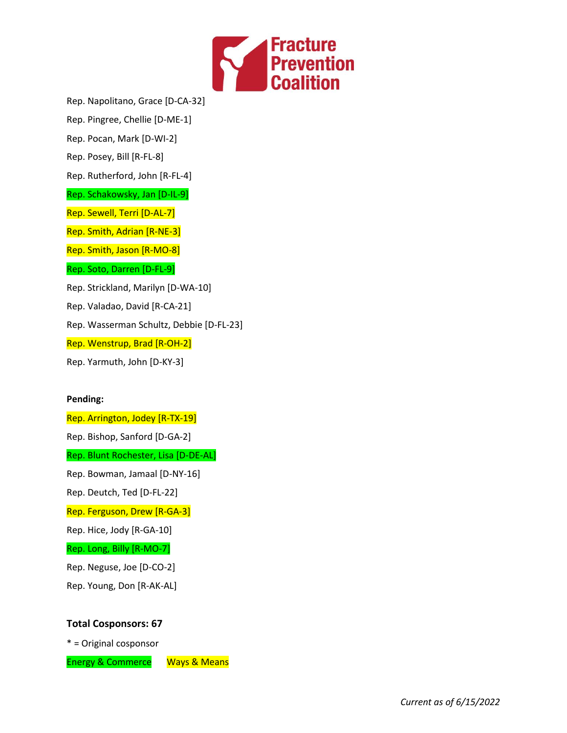Fracture Prevention Coalition

Rep. Napolitano, Grace [D-CA-32]

Rep. Pingree, Chellie [D-ME-1]

Rep. Pocan, Mark [D-WI-2]

Rep. Posey, Bill [R-FL-8]

Rep. Rutherford, John [R-FL-4]

Rep. Schakowsky, Jan [D-IL-9]

Rep. Sewell, Terri [D-AL-7]

Rep. Smith, Adrian [R-NE-3]

Rep. Smith, Jason [R-MO-8]

Rep. Soto, Darren [D-FL-9]

Rep. Strickland, Marilyn [D-WA-10]

Rep. Valadao, David [R-CA-21]

Rep. Wasserman Schultz, Debbie [D-FL-23]

Rep. Wenstrup, Brad [R-OH-2]

Rep. Yarmuth, John [D-KY-3]

**Pending:**

Rep. Arrington, Jodey [R-TX-19]

Rep. Bishop, Sanford [D-GA-2]

Rep. Blunt Rochester, Lisa [D-DE-AL]

Rep. Bowman, Jamaal [D-NY-16]

Rep. Deutch, Ted [D-FL-22]

Rep. Ferguson, Drew [R-GA-3]

Rep. Hice, Jody [R-GA-10]

Rep. Long, Billy [R-MO-7]

Rep. Neguse, Joe [D-CO-2]

Rep. Young, Don [R-AK-AL]

**Total Cosponsors: 67**

* = Original cosponsor

Energy & Commerce     Ways & Means

*Current as of 6/15/2022*